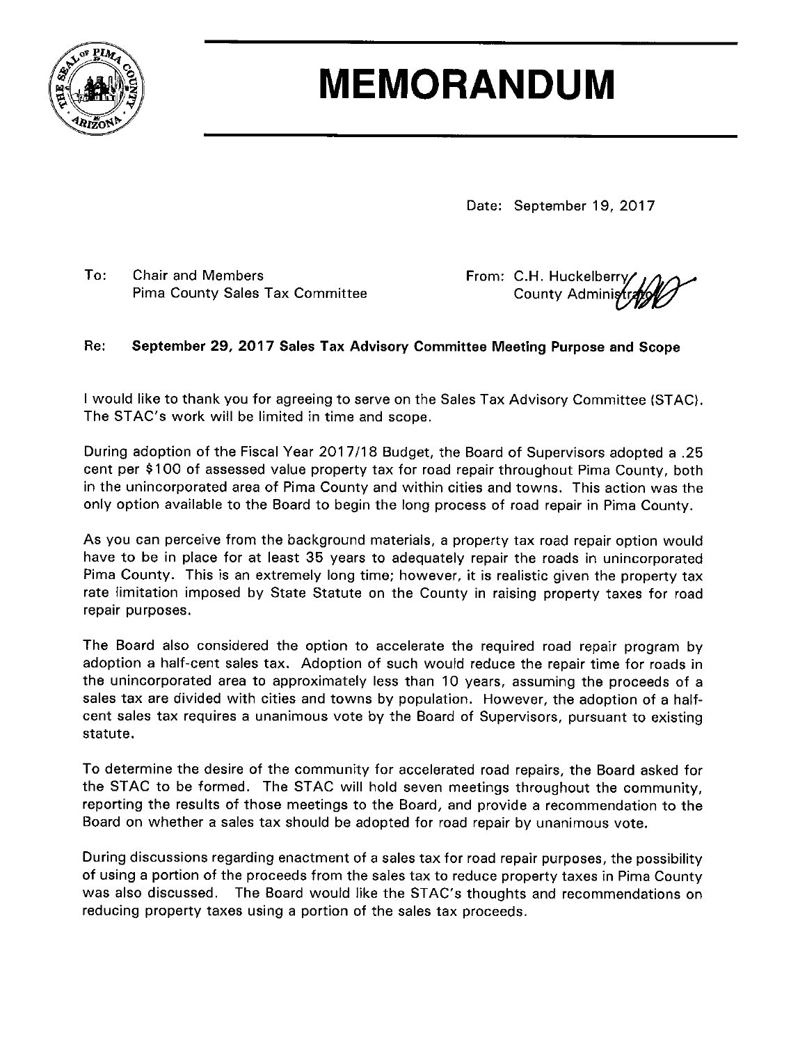# MEMORANDUM

Date: September 19, 2017

To: Chair and Members
Pima County Sales Tax Committee

From: C.H. Huckelberry
County Administrator

Re: **September 29, 2017 Sales Tax Advisory Committee Meeting Purpose and Scope**

I would like to thank you for agreeing to serve on the Sales Tax Advisory Committee (STAC). The STAC's work will be limited in time and scope.

During adoption of the Fiscal Year 2017/18 Budget, the Board of Supervisors adopted a .25 cent per $100 of assessed value property tax for road repair throughout Pima County, both in the unincorporated area of Pima County and within cities and towns. This action was the only option available to the Board to begin the long process of road repair in Pima County.

As you can perceive from the background materials, a property tax road repair option would have to be in place for at least 35 years to adequately repair the roads in unincorporated Pima County. This is an extremely long time; however, it is realistic given the property tax rate limitation imposed by State Statute on the County in raising property taxes for road repair purposes.

The Board also considered the option to accelerate the required road repair program by adoption a half-cent sales tax. Adoption of such would reduce the repair time for roads in the unincorporated area to approximately less than 10 years, assuming the proceeds of a sales tax are divided with cities and towns by population. However, the adoption of a half-cent sales tax requires a unanimous vote by the Board of Supervisors, pursuant to existing statute.

To determine the desire of the community for accelerated road repairs, the Board asked for the STAC to be formed. The STAC will hold seven meetings throughout the community, reporting the results of those meetings to the Board, and provide a recommendation to the Board on whether a sales tax should be adopted for road repair by unanimous vote.

During discussions regarding enactment of a sales tax for road repair purposes, the possibility of using a portion of the proceeds from the sales tax to reduce property taxes in Pima County was also discussed. The Board would like the STAC's thoughts and recommendations on reducing property taxes using a portion of the sales tax proceeds.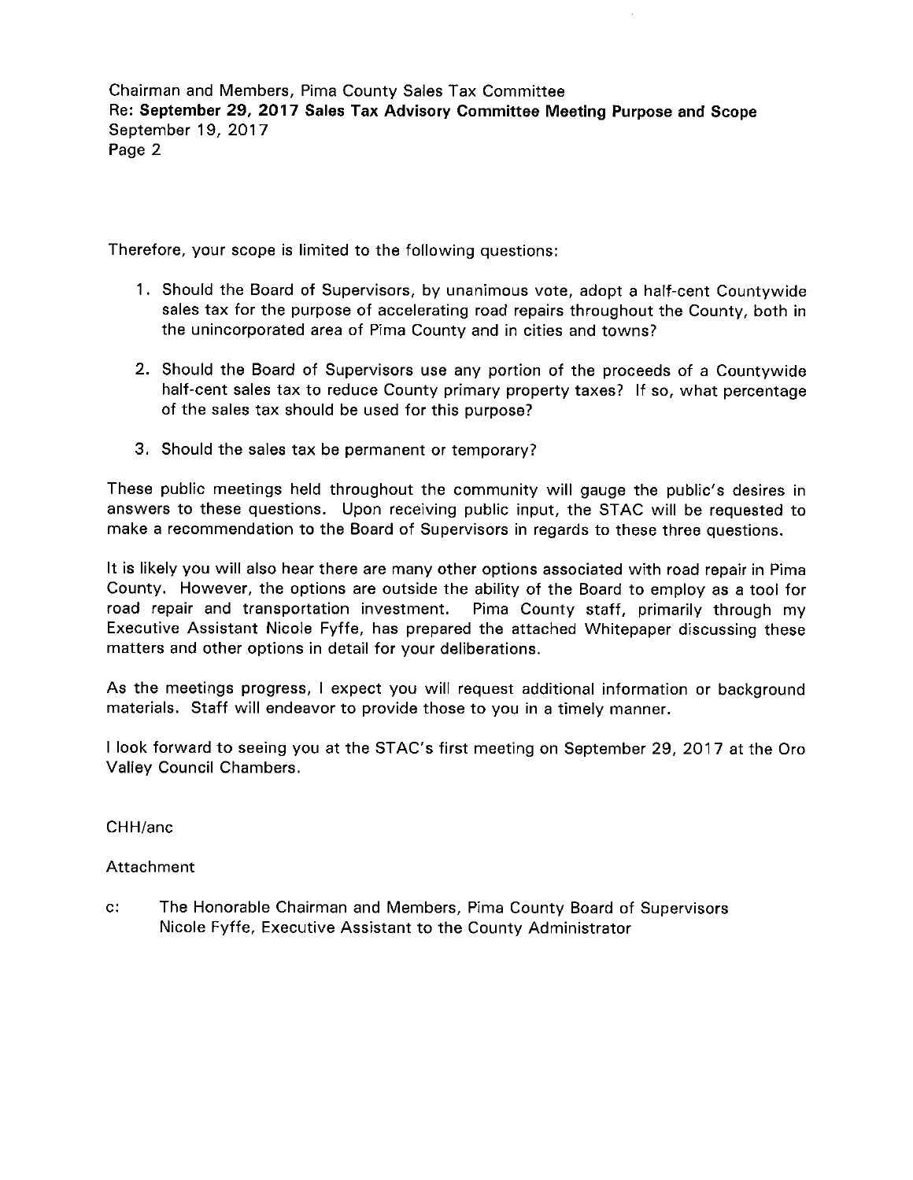Therefore, your scope is limited to the following questions:

1. Should the Board of Supervisors, by unanimous vote, adopt a half-cent Countywide sales tax for the purpose of accelerating road repairs throughout the County, both in the unincorporated area of Pima County and in cities and towns?

2. Should the Board of Supervisors use any portion of the proceeds of a Countywide half-cent sales tax to reduce County primary property taxes? If so, what percentage of the sales tax should be used for this purpose?

3. Should the sales tax be permanent or temporary?

These public meetings held throughout the community will gauge the public's desires in answers to these questions. Upon receiving public input, the STAC will be requested to make a recommendation to the Board of Supervisors in regards to these three questions.

It is likely you will also hear there are many other options associated with road repair in Pima County. However, the options are outside the ability of the Board to employ as a tool for road repair and transportation investment. Pima County staff, primarily through my Executive Assistant Nicole Fyffe, has prepared the attached Whitepaper discussing these matters and other options in detail for your deliberations.

As the meetings progress, I expect you will request additional information or background materials. Staff will endeavor to provide those to you in a timely manner.

I look forward to seeing you at the STAC's first meeting on September 29, 2017 at the Oro Valley Council Chambers.

CHH/anc

Attachment

c: The Honorable Chairman and Members, Pima County Board of Supervisors
Nicole Fyffe, Executive Assistant to the County Administrator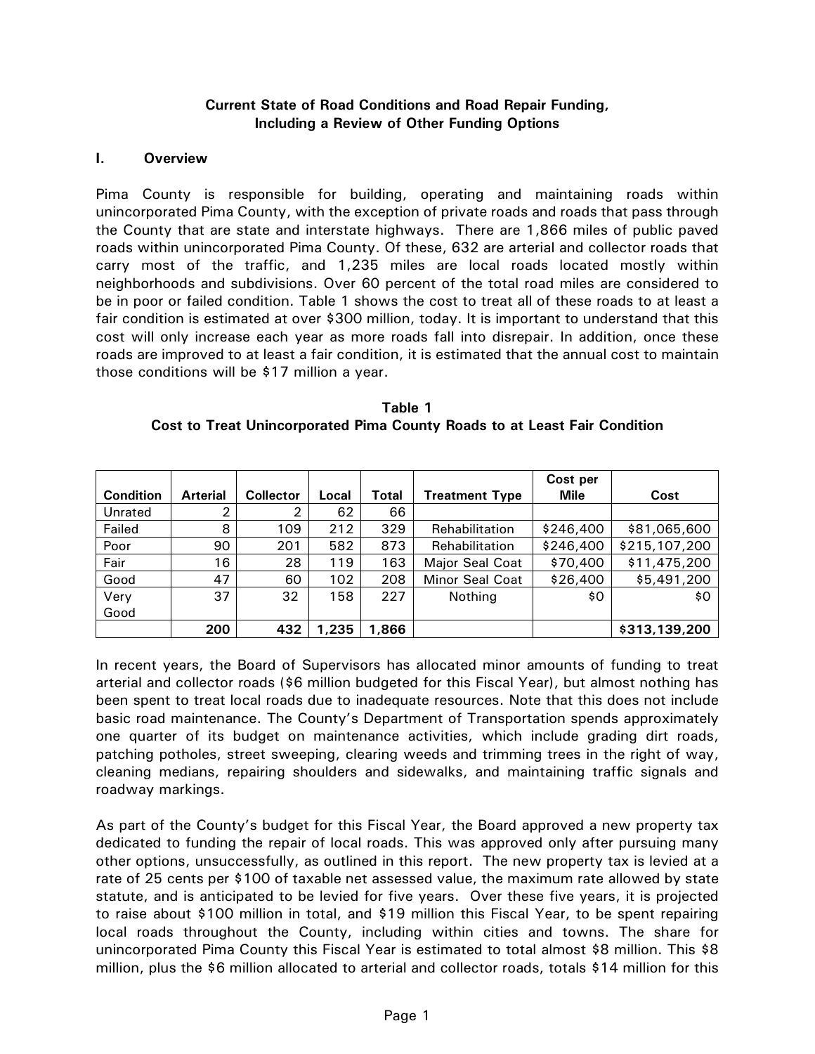**Current State of Road Conditions and Road Repair Funding, Including a Review of Other Funding Options**

## I. Overview

Pima County is responsible for building, operating and maintaining roads within unincorporated Pima County, with the exception of private roads and roads that pass through the County that are state and interstate highways. There are 1,866 miles of public paved roads within unincorporated Pima County. Of these, 632 are arterial and collector roads that carry most of the traffic, and 1,235 miles are local roads located mostly within neighborhoods and subdivisions. Over 60 percent of the total road miles are considered to be in poor or failed condition. Table 1 shows the cost to treat all of these roads to at least a fair condition is estimated at over $300 million, today. It is important to understand that this cost will only increase each year as more roads fall into disrepair. In addition, once these roads are improved to at least a fair condition, it is estimated that the annual cost to maintain those conditions will be $17 million a year.

**Table 1**
**Cost to Treat Unincorporated Pima County Roads to at Least Fair Condition**

| Condition | Arterial | Collector | Local | Total | Treatment Type | Cost per Mile | Cost |
|---|---|---|---|---|---|---|---|
| Unrated | 2 | 2 | 62 | 66 | | | |
| Failed | 8 | 109 | 212 | 329 | Rehabilitation | $246,400 | $81,065,600 |
| Poor | 90 | 201 | 582 | 873 | Rehabilitation | $246,400 | $215,107,200 |
| Fair | 16 | 28 | 119 | 163 | Major Seal Coat | $70,400 | $11,475,200 |
| Good | 47 | 60 | 102 | 208 | Minor Seal Coat | $26,400 | $5,491,200 |
| Very Good | 37 | 32 | 158 | 227 | Nothing | $0 | $0 |
| | **200** | **432** | **1,235** | **1,866** | | | **$313,139,200** |

In recent years, the Board of Supervisors has allocated minor amounts of funding to treat arterial and collector roads ($6 million budgeted for this Fiscal Year), but almost nothing has been spent to treat local roads due to inadequate resources. Note that this does not include basic road maintenance. The County's Department of Transportation spends approximately one quarter of its budget on maintenance activities, which include grading dirt roads, patching potholes, street sweeping, clearing weeds and trimming trees in the right of way, cleaning medians, repairing shoulders and sidewalks, and maintaining traffic signals and roadway markings.

As part of the County's budget for this Fiscal Year, the Board approved a new property tax dedicated to funding the repair of local roads. This was approved only after pursuing many other options, unsuccessfully, as outlined in this report. The new property tax is levied at a rate of 25 cents per $100 of taxable net assessed value, the maximum rate allowed by state statute, and is anticipated to be levied for five years. Over these five years, it is projected to raise about $100 million in total, and $19 million this Fiscal Year, to be spent repairing local roads throughout the County, including within cities and towns. The share for unincorporated Pima County this Fiscal Year is estimated to total almost $8 million. This $8 million, plus the $6 million allocated to arterial and collector roads, totals $14 million for this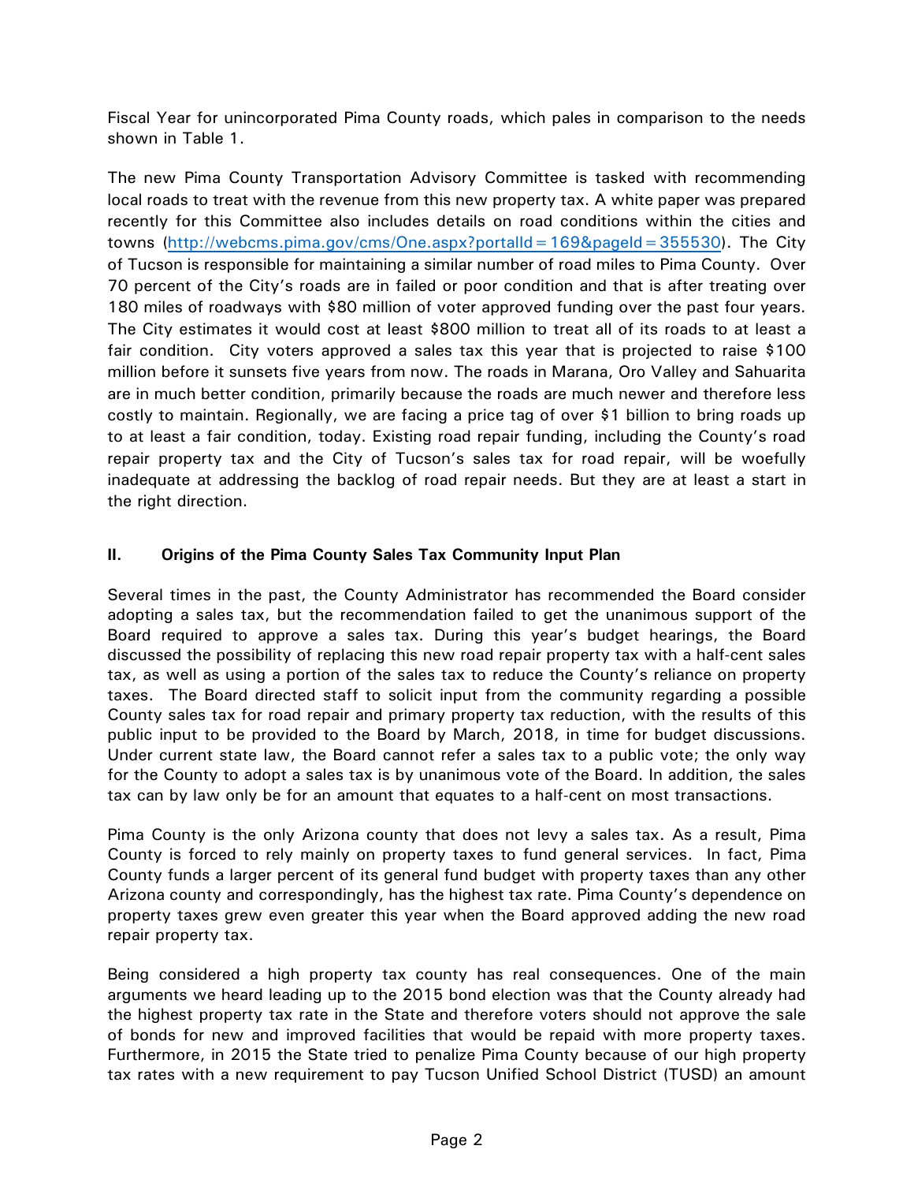Fiscal Year for unincorporated Pima County roads, which pales in comparison to the needs shown in Table 1.

The new Pima County Transportation Advisory Committee is tasked with recommending local roads to treat with the revenue from this new property tax. A white paper was prepared recently for this Committee also includes details on road conditions within the cities and towns (http://webcms.pima.gov/cms/One.aspx?portalId=169&pageId=355530). The City of Tucson is responsible for maintaining a similar number of road miles to Pima County. Over 70 percent of the City's roads are in failed or poor condition and that is after treating over 180 miles of roadways with $80 million of voter approved funding over the past four years. The City estimates it would cost at least $800 million to treat all of its roads to at least a fair condition. City voters approved a sales tax this year that is projected to raise $100 million before it sunsets five years from now. The roads in Marana, Oro Valley and Sahuarita are in much better condition, primarily because the roads are much newer and therefore less costly to maintain. Regionally, we are facing a price tag of over $1 billion to bring roads up to at least a fair condition, today. Existing road repair funding, including the County's road repair property tax and the City of Tucson's sales tax for road repair, will be woefully inadequate at addressing the backlog of road repair needs. But they are at least a start in the right direction.

## II. Origins of the Pima County Sales Tax Community Input Plan

Several times in the past, the County Administrator has recommended the Board consider adopting a sales tax, but the recommendation failed to get the unanimous support of the Board required to approve a sales tax. During this year's budget hearings, the Board discussed the possibility of replacing this new road repair property tax with a half-cent sales tax, as well as using a portion of the sales tax to reduce the County's reliance on property taxes. The Board directed staff to solicit input from the community regarding a possible County sales tax for road repair and primary property tax reduction, with the results of this public input to be provided to the Board by March, 2018, in time for budget discussions. Under current state law, the Board cannot refer a sales tax to a public vote; the only way for the County to adopt a sales tax is by unanimous vote of the Board. In addition, the sales tax can by law only be for an amount that equates to a half-cent on most transactions.

Pima County is the only Arizona county that does not levy a sales tax. As a result, Pima County is forced to rely mainly on property taxes to fund general services. In fact, Pima County funds a larger percent of its general fund budget with property taxes than any other Arizona county and correspondingly, has the highest tax rate. Pima County's dependence on property taxes grew even greater this year when the Board approved adding the new road repair property tax.

Being considered a high property tax county has real consequences. One of the main arguments we heard leading up to the 2015 bond election was that the County already had the highest property tax rate in the State and therefore voters should not approve the sale of bonds for new and improved facilities that would be repaid with more property taxes. Furthermore, in 2015 the State tried to penalize Pima County because of our high property tax rates with a new requirement to pay Tucson Unified School District (TUSD) an amount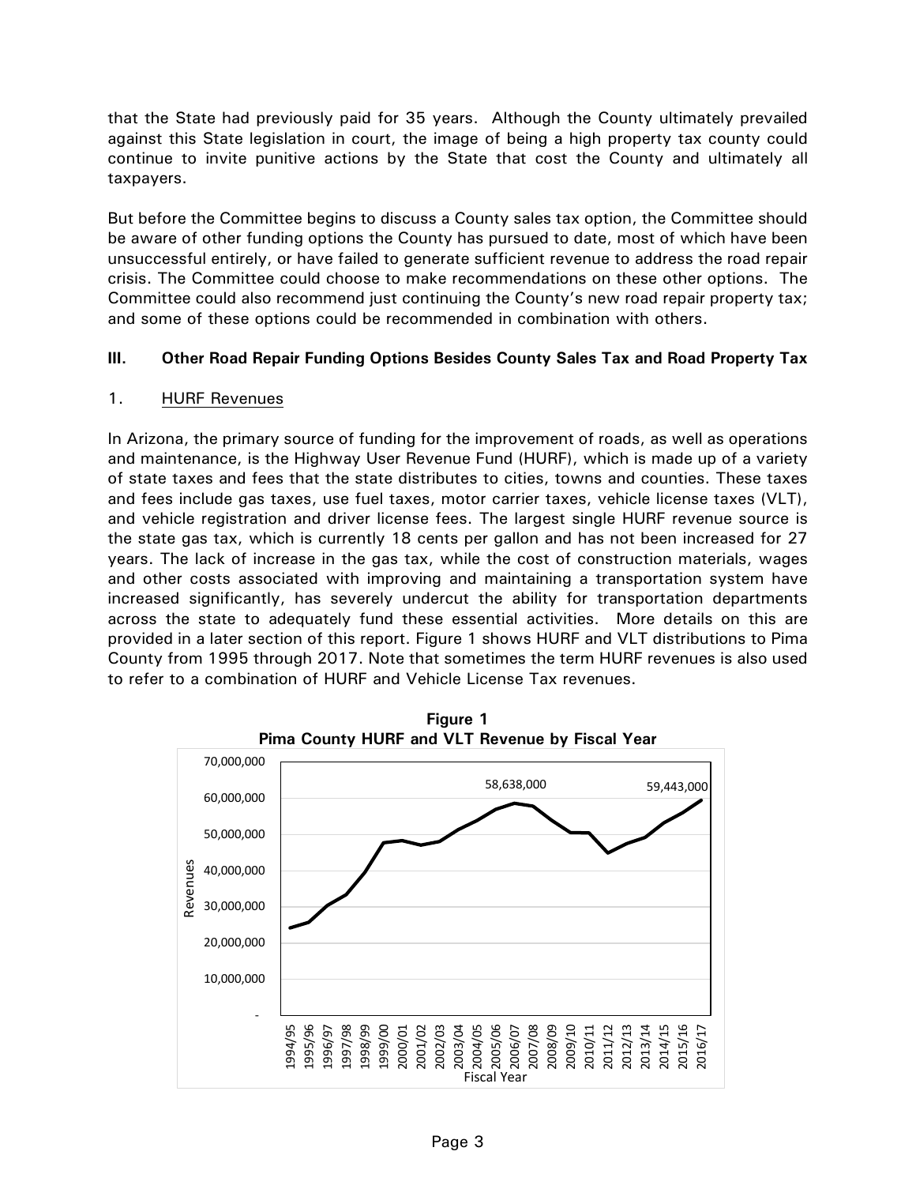that the State had previously paid for 35 years. Although the County ultimately prevailed against this State legislation in court, the image of being a high property tax county could continue to invite punitive actions by the State that cost the County and ultimately all taxpayers.

But before the Committee begins to discuss a County sales tax option, the Committee should be aware of other funding options the County has pursued to date, most of which have been unsuccessful entirely, or have failed to generate sufficient revenue to address the road repair crisis. The Committee could choose to make recommendations on these other options. The Committee could also recommend just continuing the County's new road repair property tax; and some of these options could be recommended in combination with others.

## III. Other Road Repair Funding Options Besides County Sales Tax and Road Property Tax

### 1. HURF Revenues

In Arizona, the primary source of funding for the improvement of roads, as well as operations and maintenance, is the Highway User Revenue Fund (HURF), which is made up of a variety of state taxes and fees that the state distributes to cities, towns and counties. These taxes and fees include gas taxes, use fuel taxes, motor carrier taxes, vehicle license taxes (VLT), and vehicle registration and driver license fees. The largest single HURF revenue source is the state gas tax, which is currently 18 cents per gallon and has not been increased for 27 years. The lack of increase in the gas tax, while the cost of construction materials, wages and other costs associated with improving and maintaining a transportation system have increased significantly, has severely undercut the ability for transportation departments across the state to adequately fund these essential activities. More details on this are provided in a later section of this report. Figure 1 shows HURF and VLT distributions to Pima County from 1995 through 2017. Note that sometimes the term HURF revenues is also used to refer to a combination of HURF and Vehicle License Tax revenues.

**Figure 1**
**Pima County HURF and VLT Revenue by Fiscal Year**

Revenues (0 to 70,000,000) by Fiscal Year (1994/95 through 2016/17); labeled values: 58,638,000 (2006/07) and 59,443,000 (2016/17).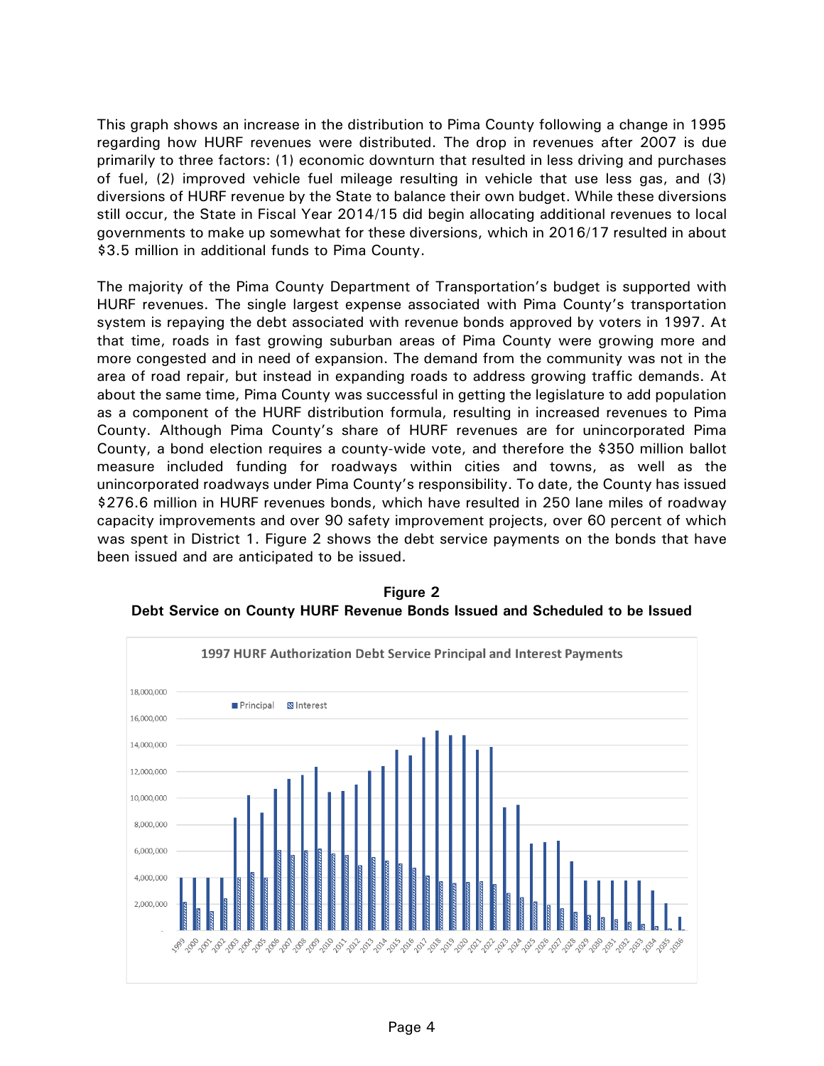This graph shows an increase in the distribution to Pima County following a change in 1995 regarding how HURF revenues were distributed. The drop in revenues after 2007 is due primarily to three factors: (1) economic downturn that resulted in less driving and purchases of fuel, (2) improved vehicle fuel mileage resulting in vehicle that use less gas, and (3) diversions of HURF revenue by the State to balance their own budget. While these diversions still occur, the State in Fiscal Year 2014/15 did begin allocating additional revenues to local governments to make up somewhat for these diversions, which in 2016/17 resulted in about $3.5 million in additional funds to Pima County.

The majority of the Pima County Department of Transportation's budget is supported with HURF revenues. The single largest expense associated with Pima County's transportation system is repaying the debt associated with revenue bonds approved by voters in 1997. At that time, roads in fast growing suburban areas of Pima County were growing more and more congested and in need of expansion. The demand from the community was not in the area of road repair, but instead in expanding roads to address growing traffic demands. At about the same time, Pima County was successful in getting the legislature to add population as a component of the HURF distribution formula, resulting in increased revenues to Pima County. Although Pima County's share of HURF revenues are for unincorporated Pima County, a bond election requires a county-wide vote, and therefore the $350 million ballot measure included funding for roadways within cities and towns, as well as the unincorporated roadways under Pima County's responsibility. To date, the County has issued $276.6 million in HURF revenues bonds, which have resulted in 250 lane miles of roadway capacity improvements and over 90 safety improvement projects, over 60 percent of which was spent in District 1. Figure 2 shows the debt service payments on the bonds that have been issued and are anticipated to be issued.

**Figure 2**
**Debt Service on County HURF Revenue Bonds Issued and Scheduled to be Issued**

1997 HURF Authorization Debt Service Principal and Interest Payments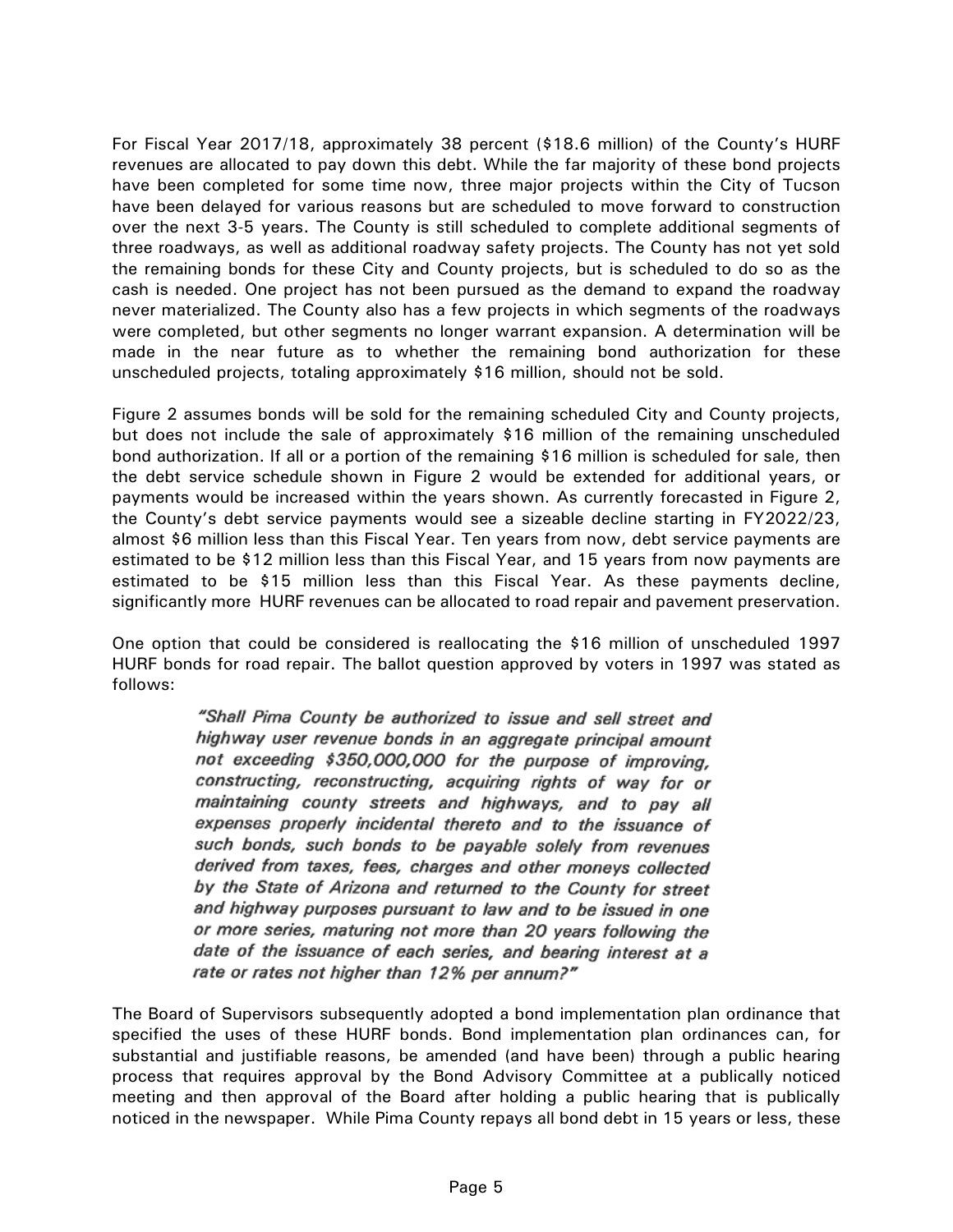For Fiscal Year 2017/18, approximately 38 percent ($18.6 million) of the County's HURF revenues are allocated to pay down this debt. While the far majority of these bond projects have been completed for some time now, three major projects within the City of Tucson have been delayed for various reasons but are scheduled to move forward to construction over the next 3-5 years. The County is still scheduled to complete additional segments of three roadways, as well as additional roadway safety projects. The County has not yet sold the remaining bonds for these City and County projects, but is scheduled to do so as the cash is needed. One project has not been pursued as the demand to expand the roadway never materialized. The County also has a few projects in which segments of the roadways were completed, but other segments no longer warrant expansion. A determination will be made in the near future as to whether the remaining bond authorization for these unscheduled projects, totaling approximately $16 million, should not be sold.

Figure 2 assumes bonds will be sold for the remaining scheduled City and County projects, but does not include the sale of approximately $16 million of the remaining unscheduled bond authorization. If all or a portion of the remaining $16 million is scheduled for sale, then the debt service schedule shown in Figure 2 would be extended for additional years, or payments would be increased within the years shown. As currently forecasted in Figure 2, the County's debt service payments would see a sizeable decline starting in FY2022/23, almost $6 million less than this Fiscal Year. Ten years from now, debt service payments are estimated to be $12 million less than this Fiscal Year, and 15 years from now payments are estimated to be $15 million less than this Fiscal Year. As these payments decline, significantly more HURF revenues can be allocated to road repair and pavement preservation.

One option that could be considered is reallocating the $16 million of unscheduled 1997 HURF bonds for road repair. The ballot question approved by voters in 1997 was stated as follows:

> *"Shall Pima County be authorized to issue and sell street and highway user revenue bonds in an aggregate principal amount not exceeding $350,000,000 for the purpose of improving, constructing, reconstructing, acquiring rights of way for or maintaining county streets and highways, and to pay all expenses properly incidental thereto and to the issuance of such bonds, such bonds to be payable solely from revenues derived from taxes, fees, charges and other moneys collected by the State of Arizona and returned to the County for street and highway purposes pursuant to law and to be issued in one or more series, maturing not more than 20 years following the date of the issuance of each series, and bearing interest at a rate or rates not higher than 12% per annum?"*

The Board of Supervisors subsequently adopted a bond implementation plan ordinance that specified the uses of these HURF bonds. Bond implementation plan ordinances can, for substantial and justifiable reasons, be amended (and have been) through a public hearing process that requires approval by the Bond Advisory Committee at a publically noticed meeting and then approval of the Board after holding a public hearing that is publically noticed in the newspaper. While Pima County repays all bond debt in 15 years or less, these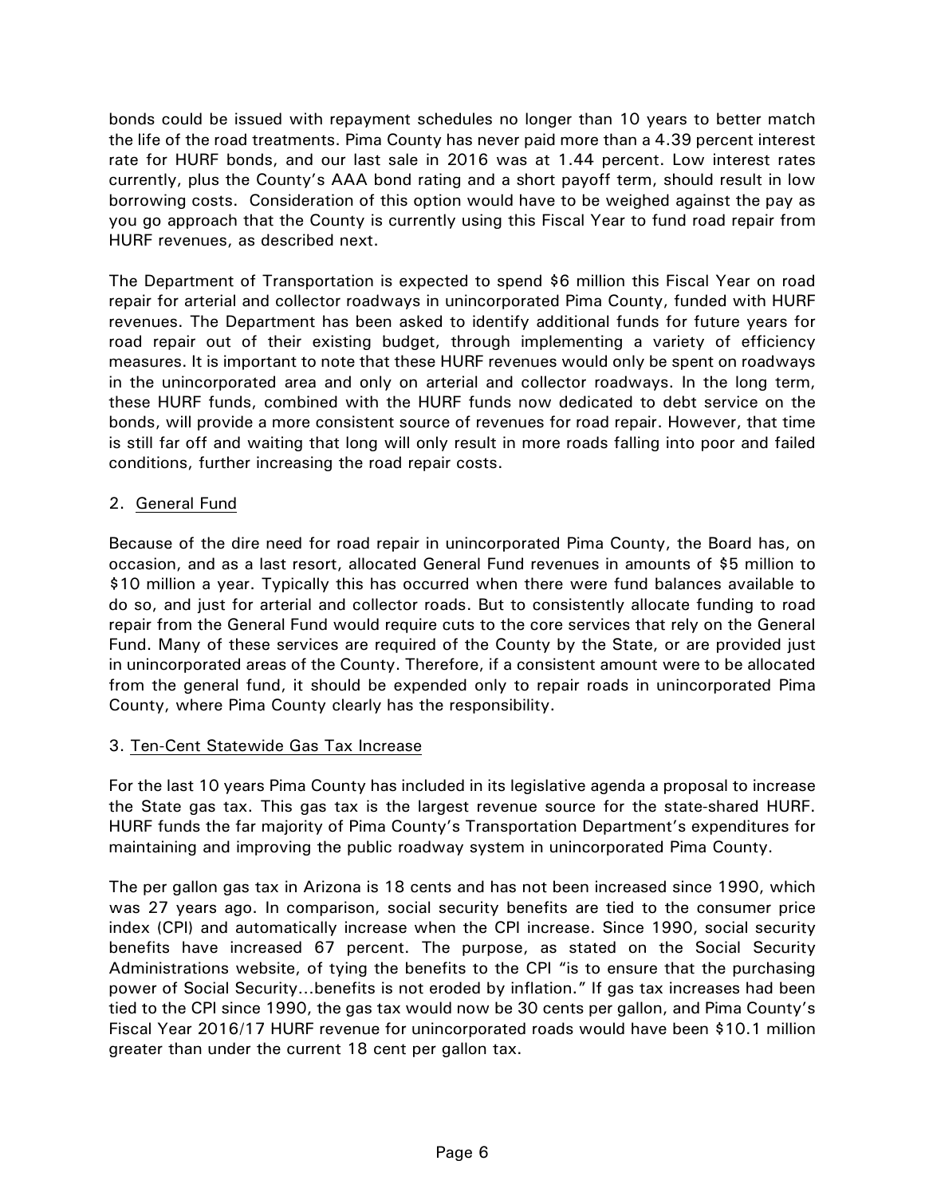bonds could be issued with repayment schedules no longer than 10 years to better match the life of the road treatments. Pima County has never paid more than a 4.39 percent interest rate for HURF bonds, and our last sale in 2016 was at 1.44 percent. Low interest rates currently, plus the County's AAA bond rating and a short payoff term, should result in low borrowing costs. Consideration of this option would have to be weighed against the pay as you go approach that the County is currently using this Fiscal Year to fund road repair from HURF revenues, as described next.

The Department of Transportation is expected to spend $6 million this Fiscal Year on road repair for arterial and collector roadways in unincorporated Pima County, funded with HURF revenues. The Department has been asked to identify additional funds for future years for road repair out of their existing budget, through implementing a variety of efficiency measures. It is important to note that these HURF revenues would only be spent on roadways in the unincorporated area and only on arterial and collector roadways. In the long term, these HURF funds, combined with the HURF funds now dedicated to debt service on the bonds, will provide a more consistent source of revenues for road repair. However, that time is still far off and waiting that long will only result in more roads falling into poor and failed conditions, further increasing the road repair costs.

2. General Fund

Because of the dire need for road repair in unincorporated Pima County, the Board has, on occasion, and as a last resort, allocated General Fund revenues in amounts of $5 million to $10 million a year. Typically this has occurred when there were fund balances available to do so, and just for arterial and collector roads. But to consistently allocate funding to road repair from the General Fund would require cuts to the core services that rely on the General Fund. Many of these services are required of the County by the State, or are provided just in unincorporated areas of the County. Therefore, if a consistent amount were to be allocated from the general fund, it should be expended only to repair roads in unincorporated Pima County, where Pima County clearly has the responsibility.

3. Ten-Cent Statewide Gas Tax Increase

For the last 10 years Pima County has included in its legislative agenda a proposal to increase the State gas tax. This gas tax is the largest revenue source for the state-shared HURF. HURF funds the far majority of Pima County's Transportation Department's expenditures for maintaining and improving the public roadway system in unincorporated Pima County.

The per gallon gas tax in Arizona is 18 cents and has not been increased since 1990, which was 27 years ago. In comparison, social security benefits are tied to the consumer price index (CPI) and automatically increase when the CPI increase. Since 1990, social security benefits have increased 67 percent. The purpose, as stated on the Social Security Administrations website, of tying the benefits to the CPI "is to ensure that the purchasing power of Social Security…benefits is not eroded by inflation." If gas tax increases had been tied to the CPI since 1990, the gas tax would now be 30 cents per gallon, and Pima County's Fiscal Year 2016/17 HURF revenue for unincorporated roads would have been $10.1 million greater than under the current 18 cent per gallon tax.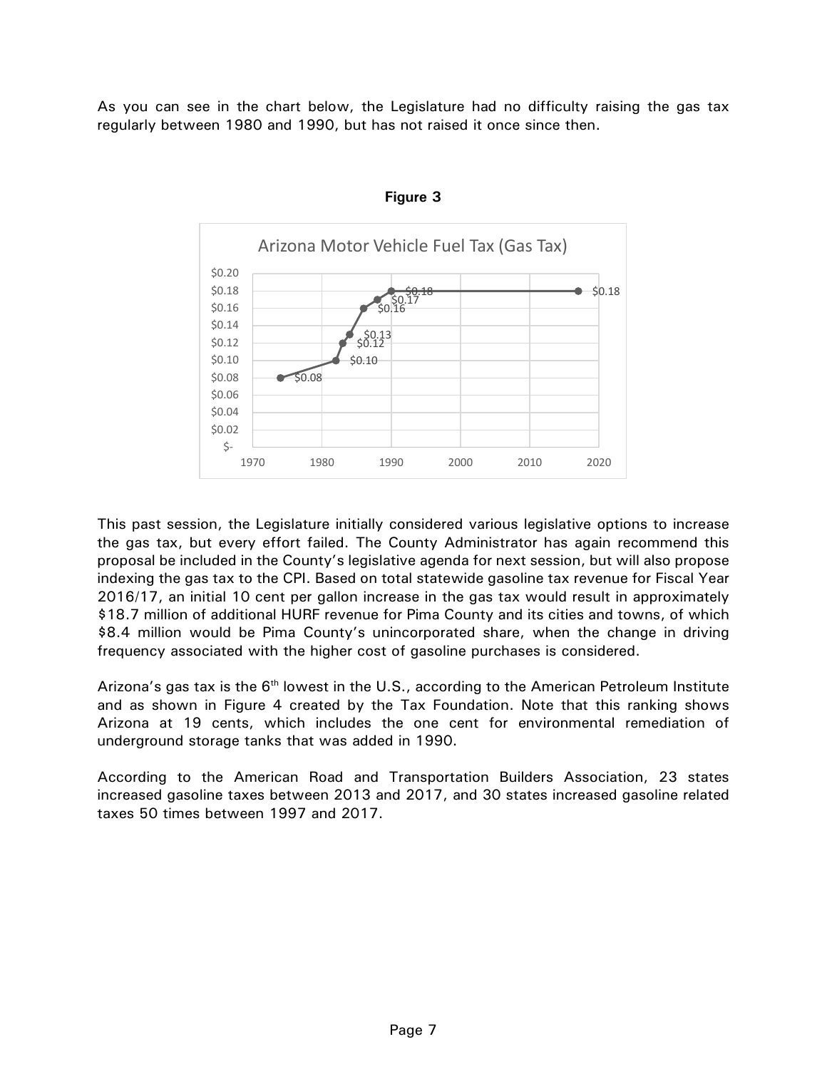As you can see in the chart below, the Legislature had no difficulty raising the gas tax regularly between 1980 and 1990, but has not raised it once since then.

**Figure 3**

This past session, the Legislature initially considered various legislative options to increase the gas tax, but every effort failed. The County Administrator has again recommend this proposal be included in the County's legislative agenda for next session, but will also propose indexing the gas tax to the CPI. Based on total statewide gasoline tax revenue for Fiscal Year 2016/17, an initial 10 cent per gallon increase in the gas tax would result in approximately \$18.7 million of additional HURF revenue for Pima County and its cities and towns, of which \$8.4 million would be Pima County's unincorporated share, when the change in driving frequency associated with the higher cost of gasoline purchases is considered.

Arizona's gas tax is the 6th lowest in the U.S., according to the American Petroleum Institute and as shown in Figure 4 created by the Tax Foundation. Note that this ranking shows Arizona at 19 cents, which includes the one cent for environmental remediation of underground storage tanks that was added in 1990.

According to the American Road and Transportation Builders Association, 23 states increased gasoline taxes between 2013 and 2017, and 30 states increased gasoline related taxes 50 times between 1997 and 2017.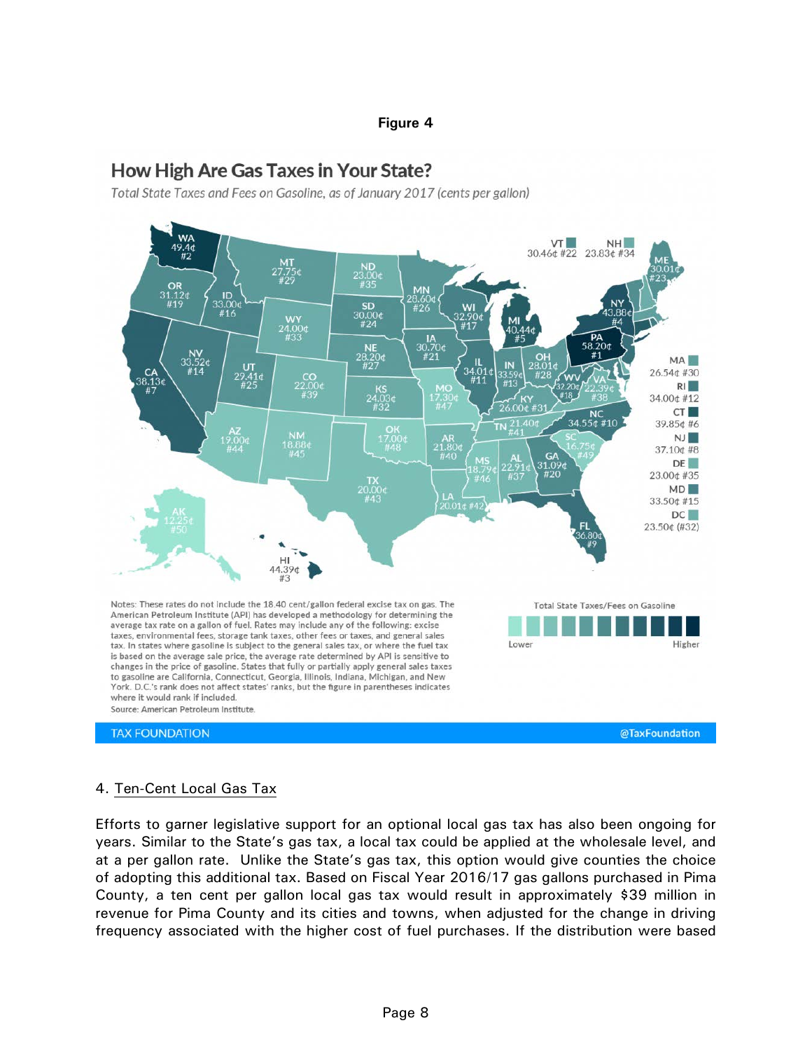**Figure 4**

## How High Are Gas Taxes in Your State?

*Total State Taxes and Fees on Gasoline, as of January 2017 (cents per gallon)*

| State | Tax | Rank |
|---|---|---|
| WA | 49.4¢ | #2 |
| OR | 31.12¢ | #19 |
| CA | 38.13¢ | #7 |
| ID | 33.00¢ | #16 |
| NV | 33.52¢ | #14 |
| MT | 27.75¢ | #29 |
| WY | 24.00¢ | #33 |
| UT | 29.41¢ | #25 |
| CO | 22.00¢ | #39 |
| AZ | 19.00¢ | #44 |
| NM | 18.88¢ | #45 |
| ND | 23.00¢ | #35 |
| SD | 30.00¢ | #24 |
| NE | 28.20¢ | #27 |
| KS | 24.03¢ | #32 |
| OK | 17.00¢ | #48 |
| TX | 20.00¢ | #43 |
| MN | 28.60¢ | #26 |
| IA | 30.70¢ | #21 |
| MO | 17.30¢ | #47 |
| AR | 21.80¢ | #40 |
| LA | 20.01¢ | #42 |
| WI | 32.90¢ | #17 |
| IL | 34.01¢ | #11 |
| MI | 40.44¢ | #5 |
| IN | 33.59¢ | #13 |
| OH | 28.01¢ | #28 |
| KY | 26.00¢ | #31 |
| TN | 21.40¢ | #41 |
| MS | 18.79¢ | #46 |
| AL | 22.91¢ | #37 |
| GA | 31.09¢ | #20 |
| FL | 36.80¢ | #9 |
| SC | 16.75¢ | #49 |
| NC | 34.55¢ | #10 |
| VA | 22.39¢ | #38 |
| WV | 32.20¢ | #18 |
| PA | 58.20¢ | #1 |
| NY | 43.88¢ | #4 |
| VT | 30.46¢ | #22 |
| NH | 23.83¢ | #34 |
| ME | 30.01¢ | #23 |
| MA | 26.54¢ | #30 |
| RI | 34.00¢ | #12 |
| CT | 39.85¢ | #6 |
| NJ | 37.10¢ | #8 |
| DE | 23.00¢ | #35 |
| MD | 33.50¢ | #15 |
| DC | 23.50¢ | (#32) |
| AK | 12.25¢ | #50 |
| HI | 44.39¢ | #3 |

Total State Taxes/Fees on Gasoline: Lower – Higher

Notes: These rates do not include the 18.40 cent/gallon federal excise tax on gas. The American Petroleum Institute (API) has developed a methodology for determining the average tax rate on a gallon of fuel. Rates may include any of the following: excise taxes, environmental fees, storage tank taxes, other fees or taxes, and general sales tax. In states where gasoline is subject to the general sales tax, or where the fuel tax is based on the average sale price, the average rate determined by API is sensitive to changes in the price of gasoline. States that fully or partially apply general sales taxes to gasoline are California, Connecticut, Georgia, Illinois, Indiana, Michigan, and New York. D.C.'s rank does not affect states' ranks, but the figure in parentheses indicates where it would rank if included.

Source: American Petroleum Institute.

TAX FOUNDATION @TaxFoundation

4. Ten-Cent Local Gas Tax

Efforts to garner legislative support for an optional local gas tax has also been ongoing for years. Similar to the State's gas tax, a local tax could be applied at the wholesale level, and at a per gallon rate. Unlike the State's gas tax, this option would give counties the choice of adopting this additional tax. Based on Fiscal Year 2016/17 gas gallons purchased in Pima County, a ten cent per gallon local gas tax would result in approximately $39 million in revenue for Pima County and its cities and towns, when adjusted for the change in driving frequency associated with the higher cost of fuel purchases. If the distribution were based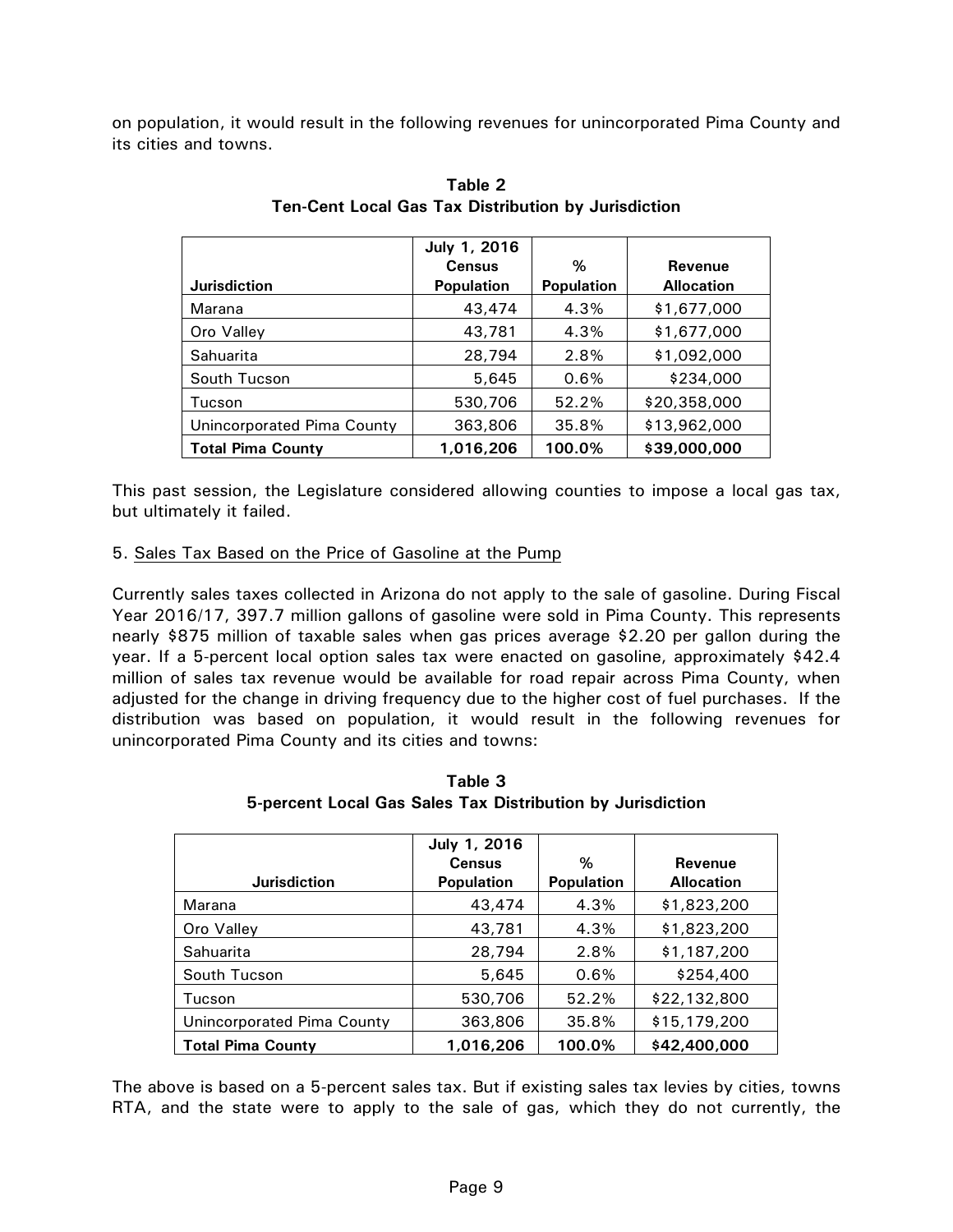on population, it would result in the following revenues for unincorporated Pima County and its cities and towns.

**Table 2**
**Ten-Cent Local Gas Tax Distribution by Jurisdiction**

| Jurisdiction | July 1, 2016 Census Population | % Population | Revenue Allocation |
|---|---|---|---|
| Marana | 43,474 | 4.3% | $1,677,000 |
| Oro Valley | 43,781 | 4.3% | $1,677,000 |
| Sahuarita | 28,794 | 2.8% | $1,092,000 |
| South Tucson | 5,645 | 0.6% | $234,000 |
| Tucson | 530,706 | 52.2% | $20,358,000 |
| Unincorporated Pima County | 363,806 | 35.8% | $13,962,000 |
| **Total Pima County** | **1,016,206** | **100.0%** | **$39,000,000** |

This past session, the Legislature considered allowing counties to impose a local gas tax, but ultimately it failed.

5. Sales Tax Based on the Price of Gasoline at the Pump

Currently sales taxes collected in Arizona do not apply to the sale of gasoline. During Fiscal Year 2016/17, 397.7 million gallons of gasoline were sold in Pima County. This represents nearly $875 million of taxable sales when gas prices average $2.20 per gallon during the year. If a 5-percent local option sales tax were enacted on gasoline, approximately $42.4 million of sales tax revenue would be available for road repair across Pima County, when adjusted for the change in driving frequency due to the higher cost of fuel purchases. If the distribution was based on population, it would result in the following revenues for unincorporated Pima County and its cities and towns:

**Table 3**
**5-percent Local Gas Sales Tax Distribution by Jurisdiction**

| Jurisdiction | July 1, 2016 Census Population | % Population | Revenue Allocation |
|---|---|---|---|
| Marana | 43,474 | 4.3% | $1,823,200 |
| Oro Valley | 43,781 | 4.3% | $1,823,200 |
| Sahuarita | 28,794 | 2.8% | $1,187,200 |
| South Tucson | 5,645 | 0.6% | $254,400 |
| Tucson | 530,706 | 52.2% | $22,132,800 |
| Unincorporated Pima County | 363,806 | 35.8% | $15,179,200 |
| **Total Pima County** | **1,016,206** | **100.0%** | **$42,400,000** |

The above is based on a 5-percent sales tax. But if existing sales tax levies by cities, towns RTA, and the state were to apply to the sale of gas, which they do not currently, the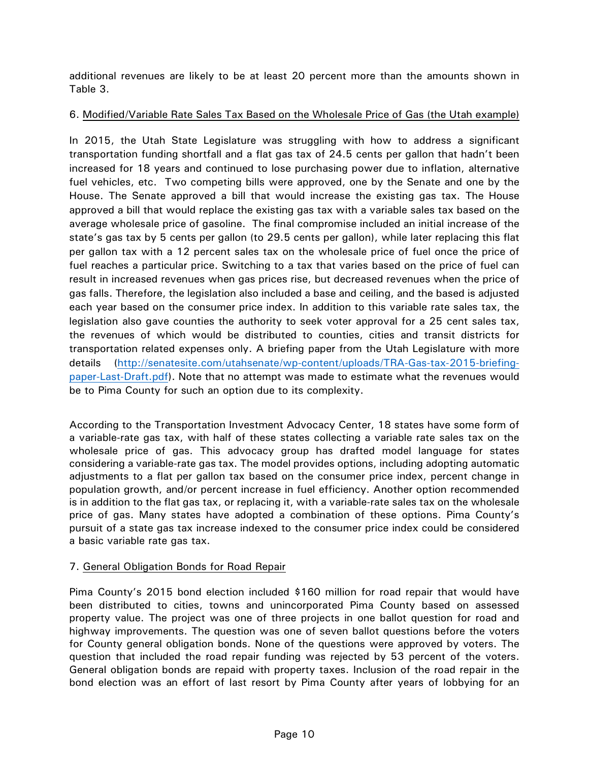additional revenues are likely to be at least 20 percent more than the amounts shown in Table 3.

6. <u>Modified/Variable Rate Sales Tax Based on the Wholesale Price of Gas (the Utah example)</u>

In 2015, the Utah State Legislature was struggling with how to address a significant transportation funding shortfall and a flat gas tax of 24.5 cents per gallon that hadn't been increased for 18 years and continued to lose purchasing power due to inflation, alternative fuel vehicles, etc. Two competing bills were approved, one by the Senate and one by the House. The Senate approved a bill that would increase the existing gas tax. The House approved a bill that would replace the existing gas tax with a variable sales tax based on the average wholesale price of gasoline. The final compromise included an initial increase of the state's gas tax by 5 cents per gallon (to 29.5 cents per gallon), while later replacing this flat per gallon tax with a 12 percent sales tax on the wholesale price of fuel once the price of fuel reaches a particular price. Switching to a tax that varies based on the price of fuel can result in increased revenues when gas prices rise, but decreased revenues when the price of gas falls. Therefore, the legislation also included a base and ceiling, and the based is adjusted each year based on the consumer price index. In addition to this variable rate sales tax, the legislation also gave counties the authority to seek voter approval for a 25 cent sales tax, the revenues of which would be distributed to counties, cities and transit districts for transportation related expenses only. A briefing paper from the Utah Legislature with more details (http://senatesite.com/utahsenate/wp-content/uploads/TRA-Gas-tax-2015-briefing-paper-Last-Draft.pdf). Note that no attempt was made to estimate what the revenues would be to Pima County for such an option due to its complexity.

According to the Transportation Investment Advocacy Center, 18 states have some form of a variable-rate gas tax, with half of these states collecting a variable rate sales tax on the wholesale price of gas. This advocacy group has drafted model language for states considering a variable-rate gas tax. The model provides options, including adopting automatic adjustments to a flat per gallon tax based on the consumer price index, percent change in population growth, and/or percent increase in fuel efficiency. Another option recommended is in addition to the flat gas tax, or replacing it, with a variable-rate sales tax on the wholesale price of gas. Many states have adopted a combination of these options. Pima County's pursuit of a state gas tax increase indexed to the consumer price index could be considered a basic variable rate gas tax.

7. <u>General Obligation Bonds for Road Repair</u>

Pima County's 2015 bond election included $160 million for road repair that would have been distributed to cities, towns and unincorporated Pima County based on assessed property value. The project was one of three projects in one ballot question for road and highway improvements. The question was one of seven ballot questions before the voters for County general obligation bonds. None of the questions were approved by voters. The question that included the road repair funding was rejected by 53 percent of the voters. General obligation bonds are repaid with property taxes. Inclusion of the road repair in the bond election was an effort of last resort by Pima County after years of lobbying for an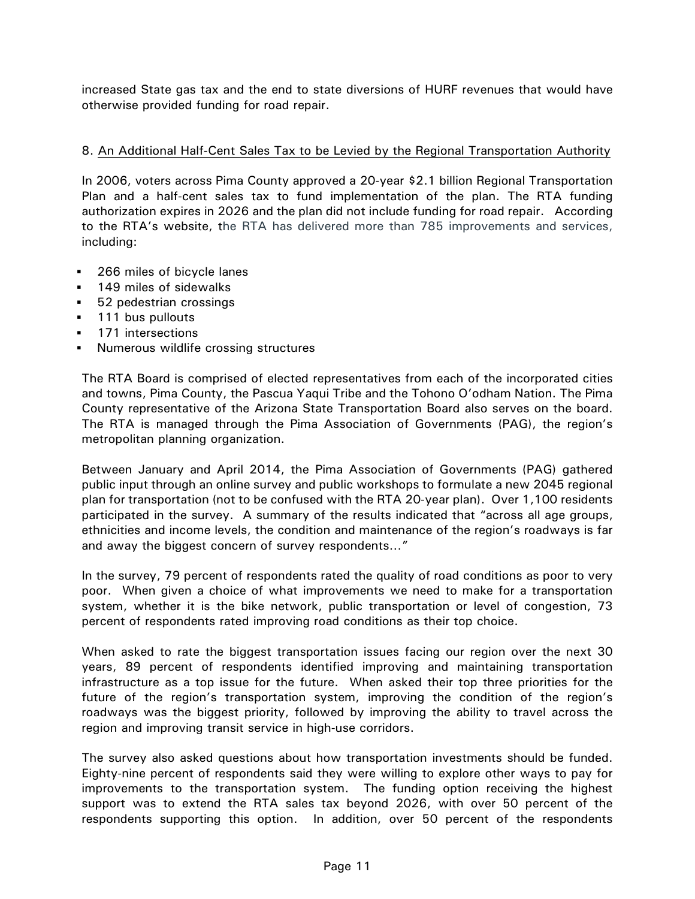increased State gas tax and the end to state diversions of HURF revenues that would have otherwise provided funding for road repair.

8. An Additional Half-Cent Sales Tax to be Levied by the Regional Transportation Authority

In 2006, voters across Pima County approved a 20-year $2.1 billion Regional Transportation Plan and a half-cent sales tax to fund implementation of the plan. The RTA funding authorization expires in 2026 and the plan did not include funding for road repair. According to the RTA's website, the RTA has delivered more than 785 improvements and services, including:

- 266 miles of bicycle lanes
- 149 miles of sidewalks
- 52 pedestrian crossings
- 111 bus pullouts
- 171 intersections
- Numerous wildlife crossing structures

The RTA Board is comprised of elected representatives from each of the incorporated cities and towns, Pima County, the Pascua Yaqui Tribe and the Tohono O'odham Nation. The Pima County representative of the Arizona State Transportation Board also serves on the board. The RTA is managed through the Pima Association of Governments (PAG), the region's metropolitan planning organization.

Between January and April 2014, the Pima Association of Governments (PAG) gathered public input through an online survey and public workshops to formulate a new 2045 regional plan for transportation (not to be confused with the RTA 20-year plan). Over 1,100 residents participated in the survey. A summary of the results indicated that "across all age groups, ethnicities and income levels, the condition and maintenance of the region's roadways is far and away the biggest concern of survey respondents…"

In the survey, 79 percent of respondents rated the quality of road conditions as poor to very poor. When given a choice of what improvements we need to make for a transportation system, whether it is the bike network, public transportation or level of congestion, 73 percent of respondents rated improving road conditions as their top choice.

When asked to rate the biggest transportation issues facing our region over the next 30 years, 89 percent of respondents identified improving and maintaining transportation infrastructure as a top issue for the future. When asked their top three priorities for the future of the region's transportation system, improving the condition of the region's roadways was the biggest priority, followed by improving the ability to travel across the region and improving transit service in high-use corridors.

The survey also asked questions about how transportation investments should be funded. Eighty-nine percent of respondents said they were willing to explore other ways to pay for improvements to the transportation system. The funding option receiving the highest support was to extend the RTA sales tax beyond 2026, with over 50 percent of the respondents supporting this option. In addition, over 50 percent of the respondents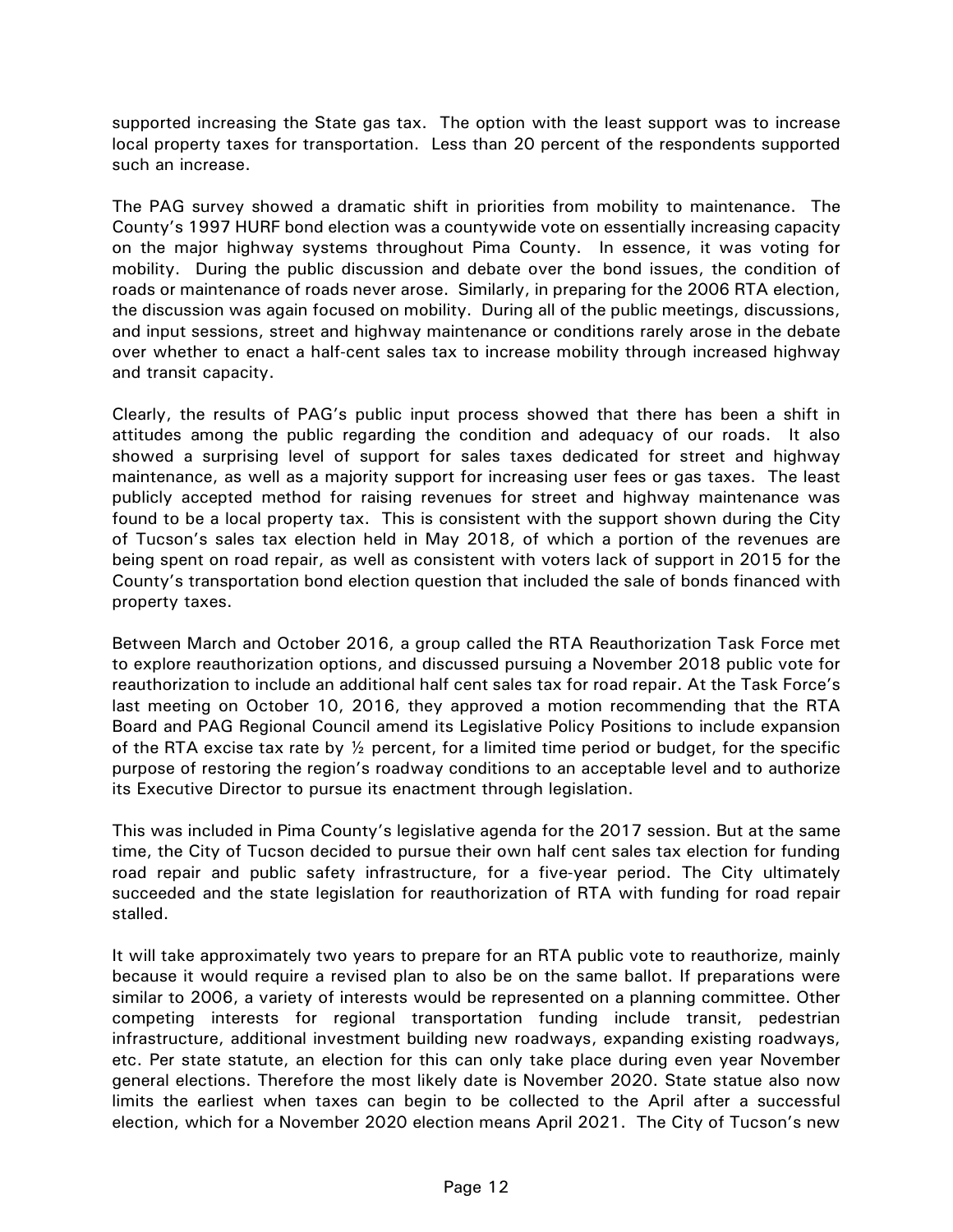supported increasing the State gas tax. The option with the least support was to increase local property taxes for transportation. Less than 20 percent of the respondents supported such an increase.

The PAG survey showed a dramatic shift in priorities from mobility to maintenance. The County's 1997 HURF bond election was a countywide vote on essentially increasing capacity on the major highway systems throughout Pima County. In essence, it was voting for mobility. During the public discussion and debate over the bond issues, the condition of roads or maintenance of roads never arose. Similarly, in preparing for the 2006 RTA election, the discussion was again focused on mobility. During all of the public meetings, discussions, and input sessions, street and highway maintenance or conditions rarely arose in the debate over whether to enact a half-cent sales tax to increase mobility through increased highway and transit capacity.

Clearly, the results of PAG's public input process showed that there has been a shift in attitudes among the public regarding the condition and adequacy of our roads. It also showed a surprising level of support for sales taxes dedicated for street and highway maintenance, as well as a majority support for increasing user fees or gas taxes. The least publicly accepted method for raising revenues for street and highway maintenance was found to be a local property tax. This is consistent with the support shown during the City of Tucson's sales tax election held in May 2018, of which a portion of the revenues are being spent on road repair, as well as consistent with voters lack of support in 2015 for the County's transportation bond election question that included the sale of bonds financed with property taxes.

Between March and October 2016, a group called the RTA Reauthorization Task Force met to explore reauthorization options, and discussed pursuing a November 2018 public vote for reauthorization to include an additional half cent sales tax for road repair. At the Task Force's last meeting on October 10, 2016, they approved a motion recommending that the RTA Board and PAG Regional Council amend its Legislative Policy Positions to include expansion of the RTA excise tax rate by ½ percent, for a limited time period or budget, for the specific purpose of restoring the region's roadway conditions to an acceptable level and to authorize its Executive Director to pursue its enactment through legislation.

This was included in Pima County's legislative agenda for the 2017 session. But at the same time, the City of Tucson decided to pursue their own half cent sales tax election for funding road repair and public safety infrastructure, for a five-year period. The City ultimately succeeded and the state legislation for reauthorization of RTA with funding for road repair stalled.

It will take approximately two years to prepare for an RTA public vote to reauthorize, mainly because it would require a revised plan to also be on the same ballot. If preparations were similar to 2006, a variety of interests would be represented on a planning committee. Other competing interests for regional transportation funding include transit, pedestrian infrastructure, additional investment building new roadways, expanding existing roadways, etc. Per state statute, an election for this can only take place during even year November general elections. Therefore the most likely date is November 2020. State statue also now limits the earliest when taxes can begin to be collected to the April after a successful election, which for a November 2020 election means April 2021. The City of Tucson's new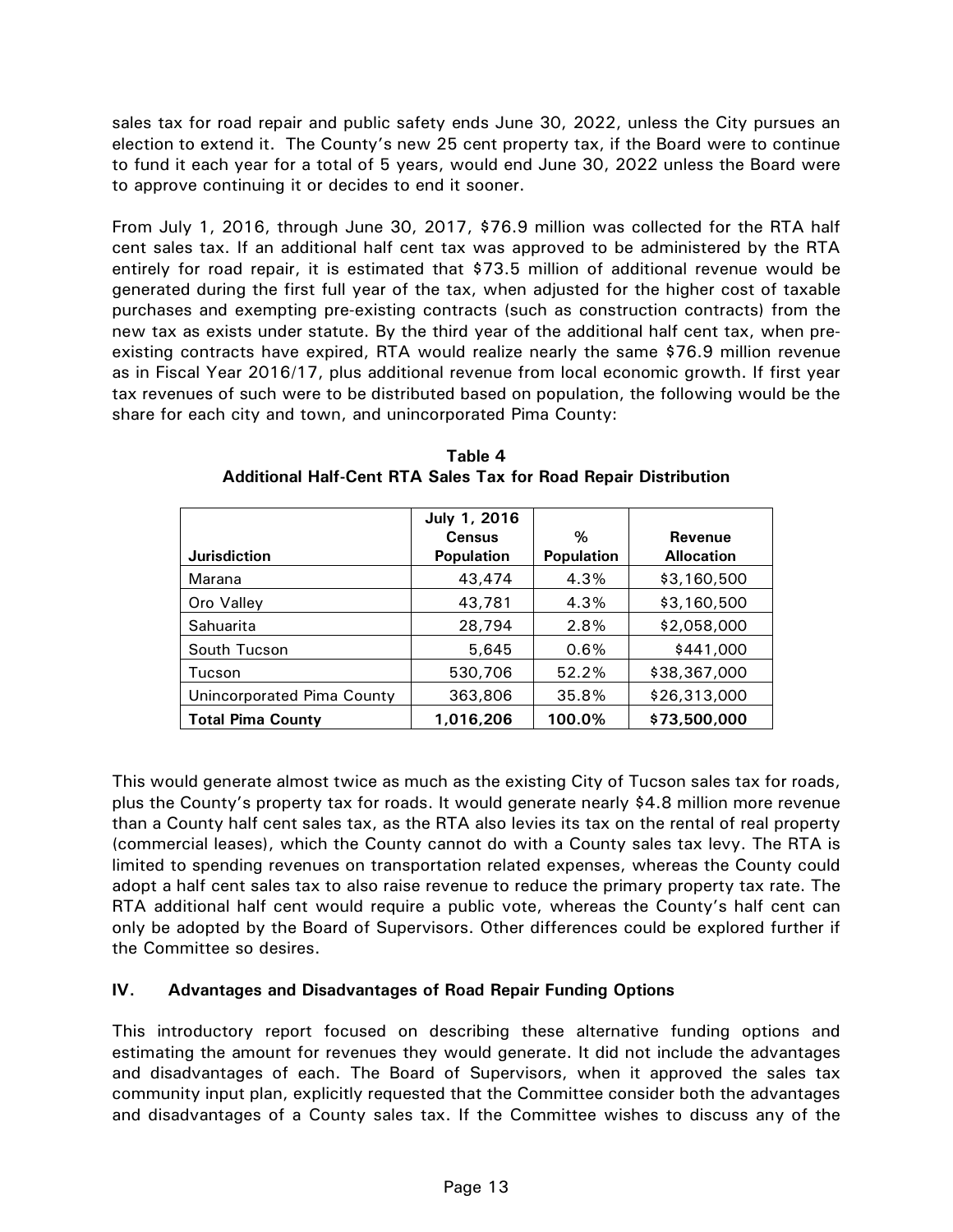sales tax for road repair and public safety ends June 30, 2022, unless the City pursues an election to extend it. The County's new 25 cent property tax, if the Board were to continue to fund it each year for a total of 5 years, would end June 30, 2022 unless the Board were to approve continuing it or decides to end it sooner.

From July 1, 2016, through June 30, 2017, $76.9 million was collected for the RTA half cent sales tax. If an additional half cent tax was approved to be administered by the RTA entirely for road repair, it is estimated that $73.5 million of additional revenue would be generated during the first full year of the tax, when adjusted for the higher cost of taxable purchases and exempting pre-existing contracts (such as construction contracts) from the new tax as exists under statute. By the third year of the additional half cent tax, when pre-existing contracts have expired, RTA would realize nearly the same $76.9 million revenue as in Fiscal Year 2016/17, plus additional revenue from local economic growth. If first year tax revenues of such were to be distributed based on population, the following would be the share for each city and town, and unincorporated Pima County:

**Table 4**
**Additional Half-Cent RTA Sales Tax for Road Repair Distribution**

| Jurisdiction | July 1, 2016 Census Population | % Population | Revenue Allocation |
|---|---|---|---|
| Marana | 43,474 | 4.3% | $3,160,500 |
| Oro Valley | 43,781 | 4.3% | $3,160,500 |
| Sahuarita | 28,794 | 2.8% | $2,058,000 |
| South Tucson | 5,645 | 0.6% | $441,000 |
| Tucson | 530,706 | 52.2% | $38,367,000 |
| Unincorporated Pima County | 363,806 | 35.8% | $26,313,000 |
| **Total Pima County** | **1,016,206** | **100.0%** | **$73,500,000** |

This would generate almost twice as much as the existing City of Tucson sales tax for roads, plus the County's property tax for roads. It would generate nearly $4.8 million more revenue than a County half cent sales tax, as the RTA also levies its tax on the rental of real property (commercial leases), which the County cannot do with a County sales tax levy. The RTA is limited to spending revenues on transportation related expenses, whereas the County could adopt a half cent sales tax to also raise revenue to reduce the primary property tax rate. The RTA additional half cent would require a public vote, whereas the County's half cent can only be adopted by the Board of Supervisors. Other differences could be explored further if the Committee so desires.

## IV. Advantages and Disadvantages of Road Repair Funding Options

This introductory report focused on describing these alternative funding options and estimating the amount for revenues they would generate. It did not include the advantages and disadvantages of each. The Board of Supervisors, when it approved the sales tax community input plan, explicitly requested that the Committee consider both the advantages and disadvantages of a County sales tax. If the Committee wishes to discuss any of the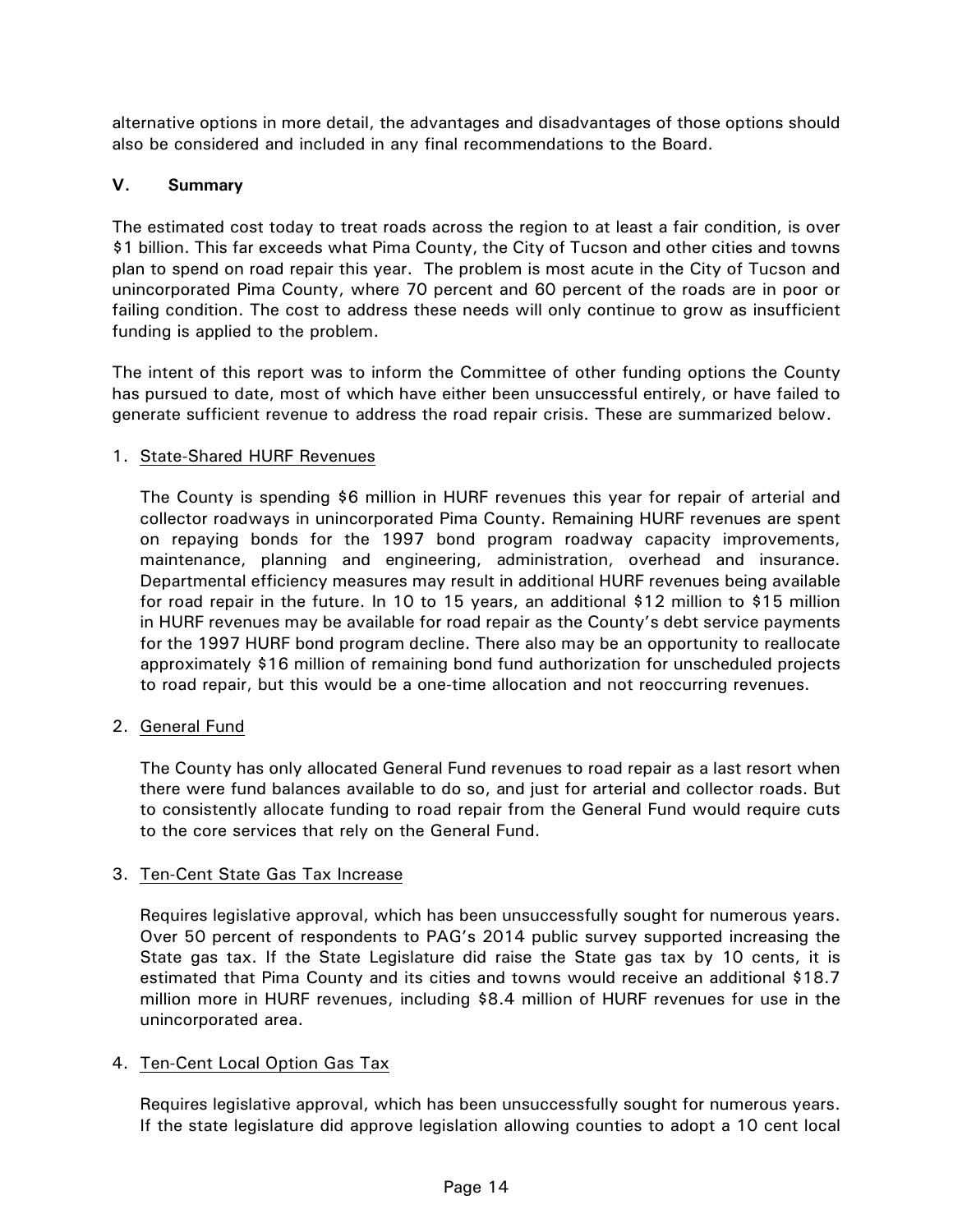alternative options in more detail, the advantages and disadvantages of those options should also be considered and included in any final recommendations to the Board.

## V. Summary

The estimated cost today to treat roads across the region to at least a fair condition, is over $1 billion. This far exceeds what Pima County, the City of Tucson and other cities and towns plan to spend on road repair this year. The problem is most acute in the City of Tucson and unincorporated Pima County, where 70 percent and 60 percent of the roads are in poor or failing condition. The cost to address these needs will only continue to grow as insufficient funding is applied to the problem.

The intent of this report was to inform the Committee of other funding options the County has pursued to date, most of which have either been unsuccessful entirely, or have failed to generate sufficient revenue to address the road repair crisis. These are summarized below.

1. <u>State-Shared HURF Revenues</u>

   The County is spending $6 million in HURF revenues this year for repair of arterial and collector roadways in unincorporated Pima County. Remaining HURF revenues are spent on repaying bonds for the 1997 bond program roadway capacity improvements, maintenance, planning and engineering, administration, overhead and insurance. Departmental efficiency measures may result in additional HURF revenues being available for road repair in the future. In 10 to 15 years, an additional $12 million to $15 million in HURF revenues may be available for road repair as the County's debt service payments for the 1997 HURF bond program decline. There also may be an opportunity to reallocate approximately $16 million of remaining bond fund authorization for unscheduled projects to road repair, but this would be a one-time allocation and not reoccurring revenues.

2. <u>General Fund</u>

   The County has only allocated General Fund revenues to road repair as a last resort when there were fund balances available to do so, and just for arterial and collector roads. But to consistently allocate funding to road repair from the General Fund would require cuts to the core services that rely on the General Fund.

3. <u>Ten-Cent State Gas Tax Increase</u>

   Requires legislative approval, which has been unsuccessfully sought for numerous years. Over 50 percent of respondents to PAG's 2014 public survey supported increasing the State gas tax. If the State Legislature did raise the State gas tax by 10 cents, it is estimated that Pima County and its cities and towns would receive an additional $18.7 million more in HURF revenues, including $8.4 million of HURF revenues for use in the unincorporated area.

4. <u>Ten-Cent Local Option Gas Tax</u>

   Requires legislative approval, which has been unsuccessfully sought for numerous years. If the state legislature did approve legislation allowing counties to adopt a 10 cent local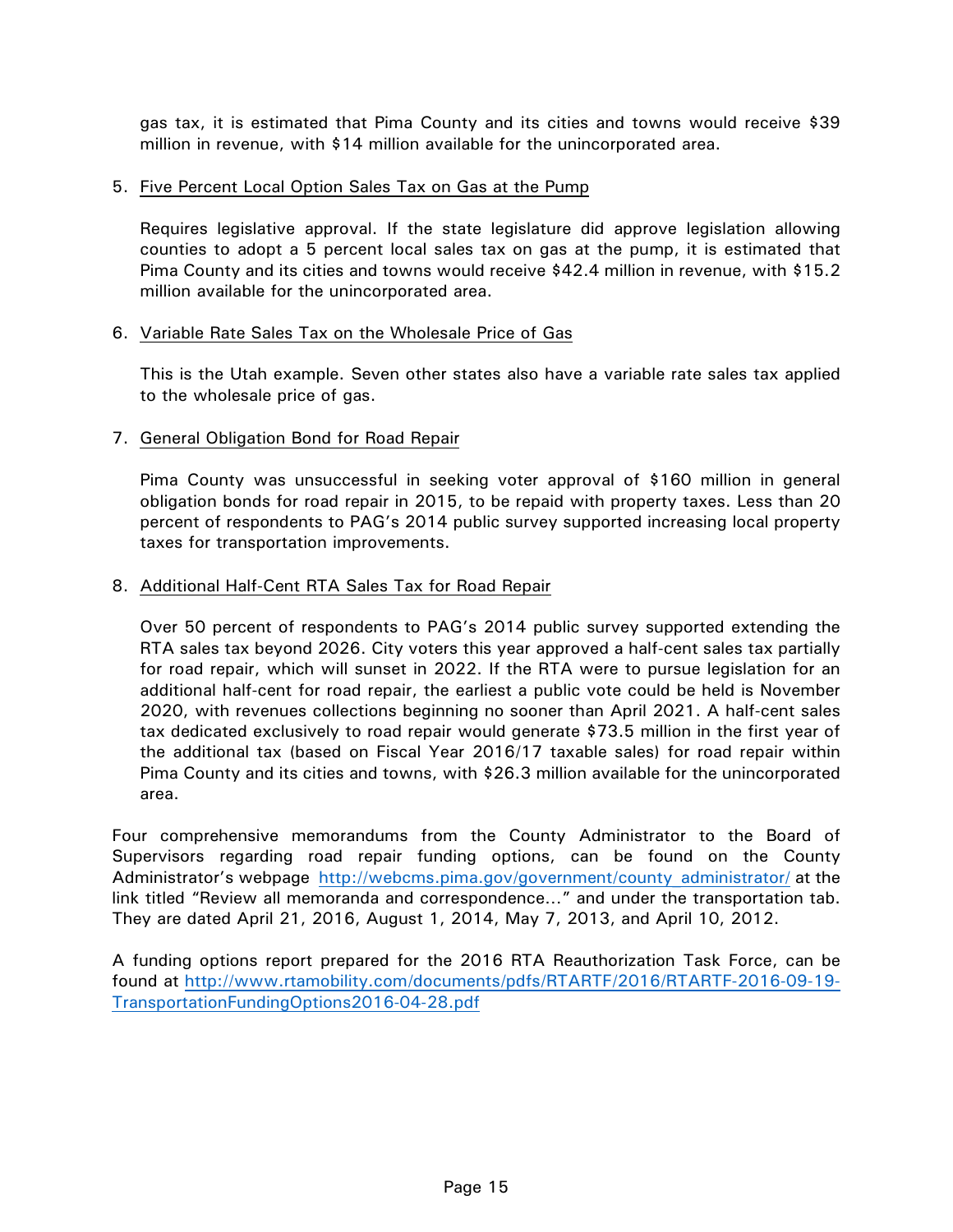gas tax, it is estimated that Pima County and its cities and towns would receive $39 million in revenue, with $14 million available for the unincorporated area.

5. Five Percent Local Option Sales Tax on Gas at the Pump

   Requires legislative approval. If the state legislature did approve legislation allowing counties to adopt a 5 percent local sales tax on gas at the pump, it is estimated that Pima County and its cities and towns would receive $42.4 million in revenue, with $15.2 million available for the unincorporated area.

6. Variable Rate Sales Tax on the Wholesale Price of Gas

   This is the Utah example. Seven other states also have a variable rate sales tax applied to the wholesale price of gas.

7. General Obligation Bond for Road Repair

   Pima County was unsuccessful in seeking voter approval of $160 million in general obligation bonds for road repair in 2015, to be repaid with property taxes. Less than 20 percent of respondents to PAG's 2014 public survey supported increasing local property taxes for transportation improvements.

8. Additional Half-Cent RTA Sales Tax for Road Repair

   Over 50 percent of respondents to PAG's 2014 public survey supported extending the RTA sales tax beyond 2026. City voters this year approved a half-cent sales tax partially for road repair, which will sunset in 2022. If the RTA were to pursue legislation for an additional half-cent for road repair, the earliest a public vote could be held is November 2020, with revenues collections beginning no sooner than April 2021. A half-cent sales tax dedicated exclusively to road repair would generate $73.5 million in the first year of the additional tax (based on Fiscal Year 2016/17 taxable sales) for road repair within Pima County and its cities and towns, with $26.3 million available for the unincorporated area.

Four comprehensive memorandums from the County Administrator to the Board of Supervisors regarding road repair funding options, can be found on the County Administrator's webpage http://webcms.pima.gov/government/county_administrator/ at the link titled "Review all memoranda and correspondence..." and under the transportation tab. They are dated April 21, 2016, August 1, 2014, May 7, 2013, and April 10, 2012.

A funding options report prepared for the 2016 RTA Reauthorization Task Force, can be found at http://www.rtamobility.com/documents/pdfs/RTARTF/2016/RTARTF-2016-09-19-TransportationFundingOptions2016-04-28.pdf